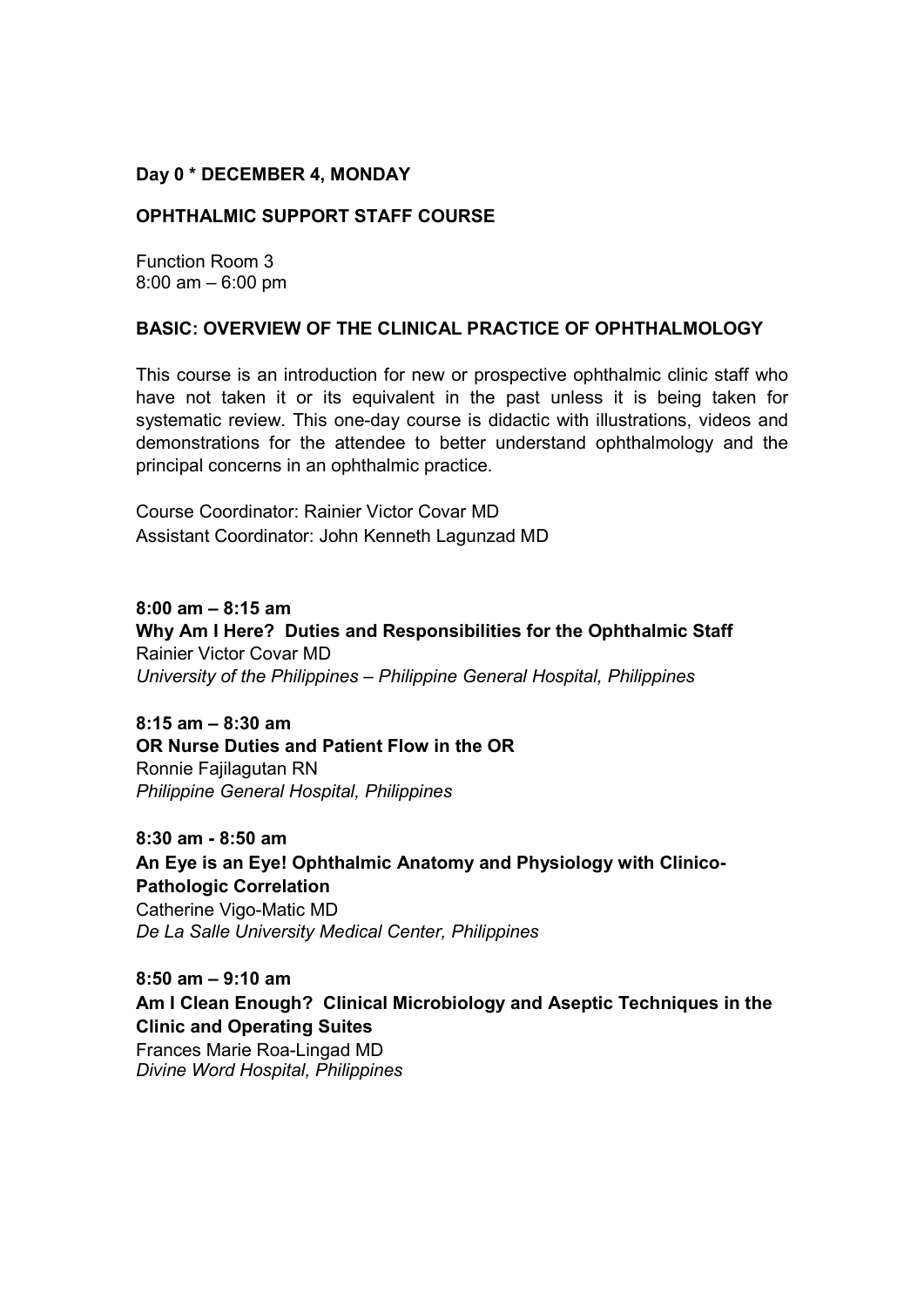**Day 0 * DECEMBER 4, MONDAY**

**OPHTHALMIC SUPPORT STAFF COURSE**

Function Room 3
8:00 am – 6:00 pm

**BASIC: OVERVIEW OF THE CLINICAL PRACTICE OF OPHTHALMOLOGY**

This course is an introduction for new or prospective ophthalmic clinic staff who have not taken it or its equivalent in the past unless it is being taken for systematic review. This one-day course is didactic with illustrations, videos and demonstrations for the attendee to better understand ophthalmology and the principal concerns in an ophthalmic practice.

Course Coordinator: Rainier Victor Covar MD
Assistant Coordinator: John Kenneth Lagunzad MD

**8:00 am – 8:15 am**
**Why Am I Here? Duties and Responsibilities for the Ophthalmic Staff**
Rainier Victor Covar MD
*University of the Philippines – Philippine General Hospital, Philippines*

**8:15 am – 8:30 am**
**OR Nurse Duties and Patient Flow in the OR**
Ronnie Fajilagutan RN
*Philippine General Hospital, Philippines*

**8:30 am - 8:50 am**
**An Eye is an Eye! Ophthalmic Anatomy and Physiology with Clinico-Pathologic Correlation**
Catherine Vigo-Matic MD
*De La Salle University Medical Center, Philippines*

**8:50 am – 9:10 am**
**Am I Clean Enough? Clinical Microbiology and Aseptic Techniques in the Clinic and Operating Suites**
Frances Marie Roa-Lingad MD
*Divine Word Hospital, Philippines*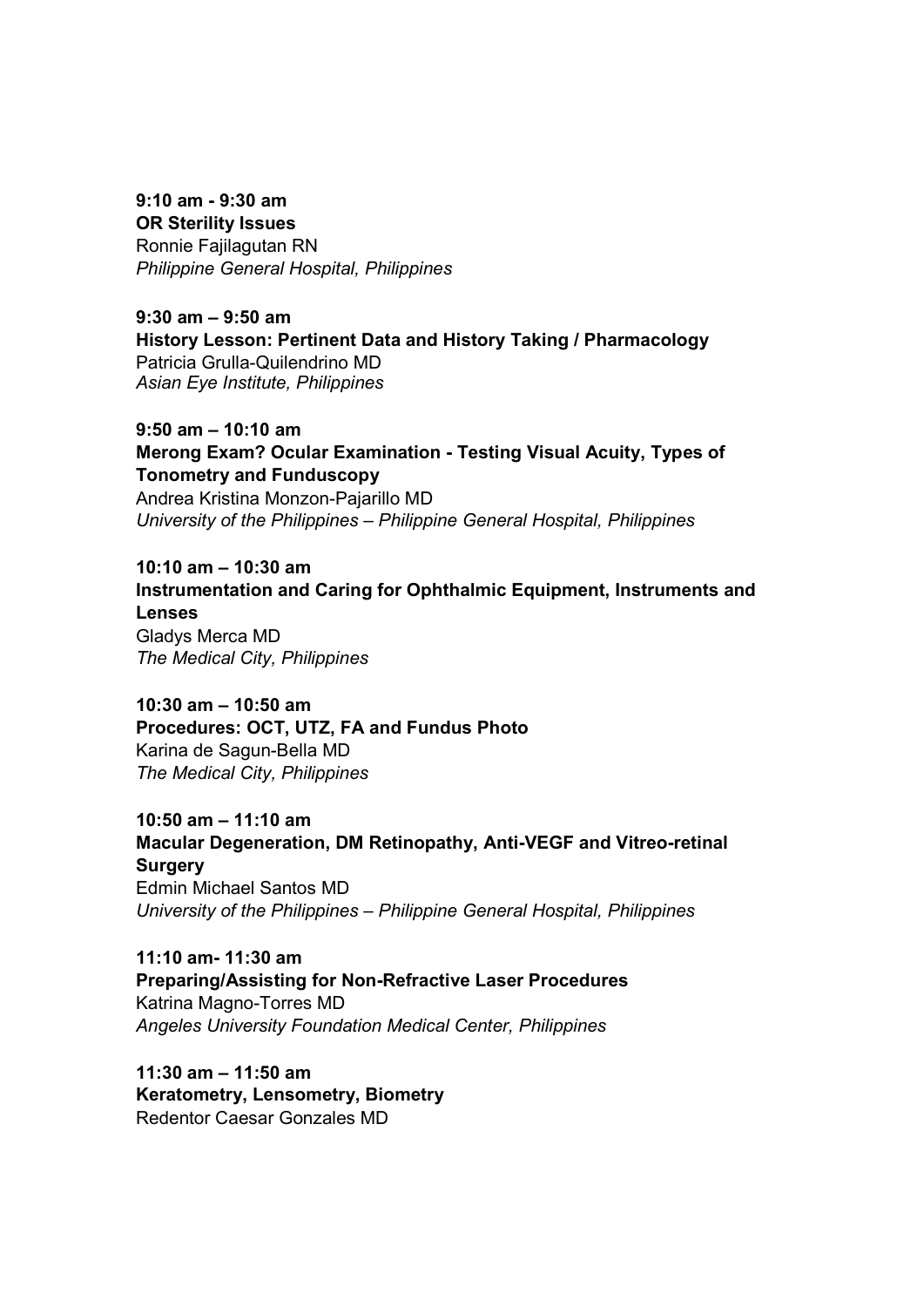**9:10 am - 9:30 am**
**OR Sterility Issues**
Ronnie Fajilagutan RN
*Philippine General Hospital, Philippines*

**9:30 am – 9:50 am**
**History Lesson: Pertinent Data and History Taking / Pharmacology**
Patricia Grulla-Quilendrino MD
*Asian Eye Institute, Philippines*

**9:50 am – 10:10 am**
**Merong Exam? Ocular Examination - Testing Visual Acuity, Types of Tonometry and Funduscopy**
Andrea Kristina Monzon-Pajarillo MD
*University of the Philippines – Philippine General Hospital, Philippines*

**10:10 am – 10:30 am**
**Instrumentation and Caring for Ophthalmic Equipment, Instruments and Lenses**
Gladys Merca MD
*The Medical City, Philippines*

**10:30 am – 10:50 am**
**Procedures: OCT, UTZ, FA and Fundus Photo**
Karina de Sagun-Bella MD
*The Medical City, Philippines*

**10:50 am – 11:10 am**
**Macular Degeneration, DM Retinopathy, Anti-VEGF and Vitreo-retinal Surgery**
Edmin Michael Santos MD
*University of the Philippines – Philippine General Hospital, Philippines*

**11:10 am- 11:30 am**
**Preparing/Assisting for Non-Refractive Laser Procedures**
Katrina Magno-Torres MD
*Angeles University Foundation Medical Center, Philippines*

**11:30 am – 11:50 am**
**Keratometry, Lensometry, Biometry**
Redentor Caesar Gonzales MD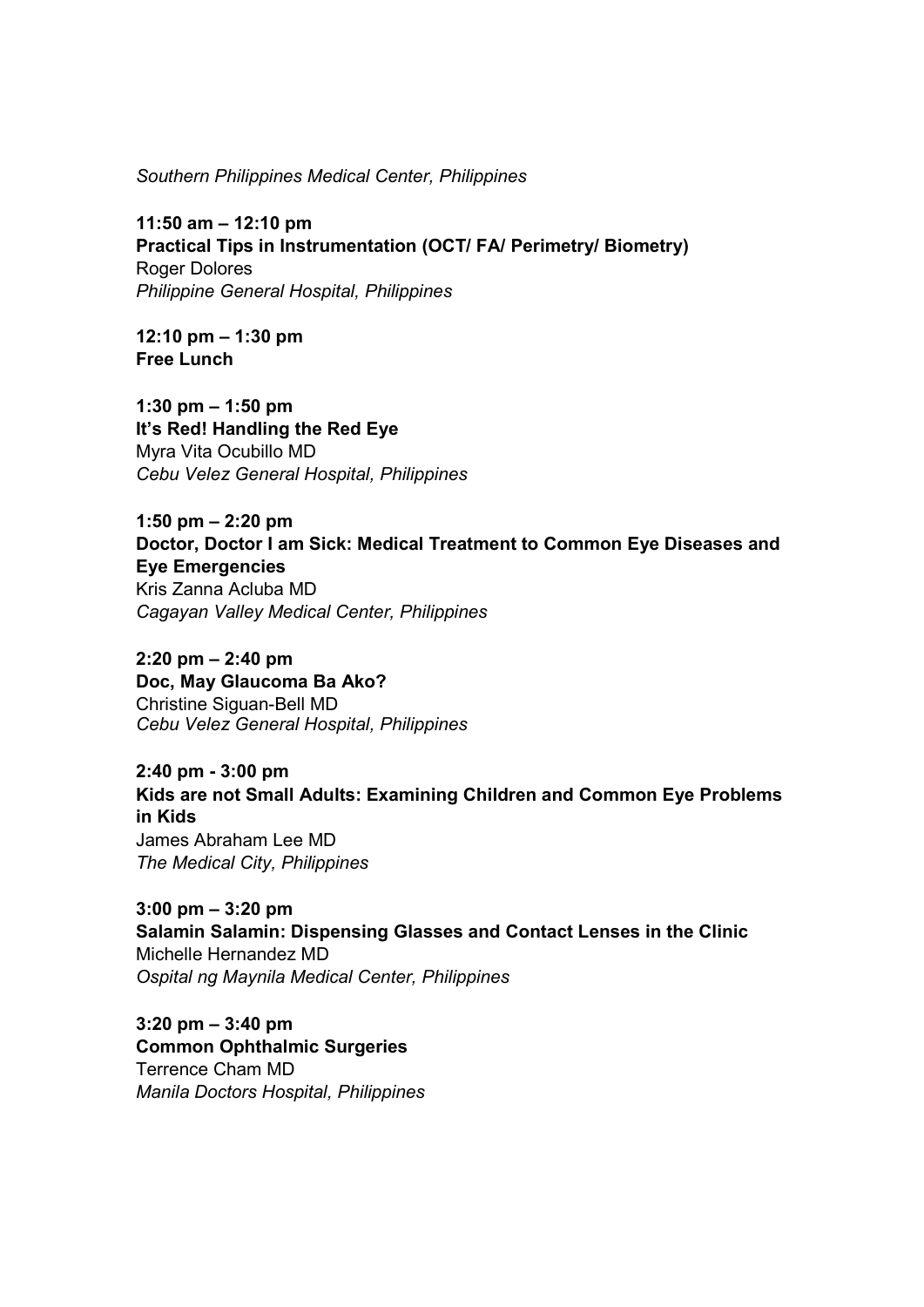*Southern Philippines Medical Center, Philippines*

**11:50 am – 12:10 pm**
**Practical Tips in Instrumentation (OCT/ FA/ Perimetry/ Biometry)**
Roger Dolores
*Philippine General Hospital, Philippines*

**12:10 pm – 1:30 pm**
**Free Lunch**

**1:30 pm – 1:50 pm**
**It's Red! Handling the Red Eye**
Myra Vita Ocubillo MD
*Cebu Velez General Hospital, Philippines*

**1:50 pm – 2:20 pm**
**Doctor, Doctor I am Sick: Medical Treatment to Common Eye Diseases and Eye Emergencies**
Kris Zanna Acluba MD
*Cagayan Valley Medical Center, Philippines*

**2:20 pm – 2:40 pm**
**Doc, May Glaucoma Ba Ako?**
Christine Siguan-Bell MD
*Cebu Velez General Hospital, Philippines*

**2:40 pm - 3:00 pm**
**Kids are not Small Adults: Examining Children and Common Eye Problems in Kids**
James Abraham Lee MD
*The Medical City, Philippines*

**3:00 pm – 3:20 pm**
**Salamin Salamin: Dispensing Glasses and Contact Lenses in the Clinic**
Michelle Hernandez MD
*Ospital ng Maynila Medical Center, Philippines*

**3:20 pm – 3:40 pm**
**Common Ophthalmic Surgeries**
Terrence Cham MD
*Manila Doctors Hospital, Philippines*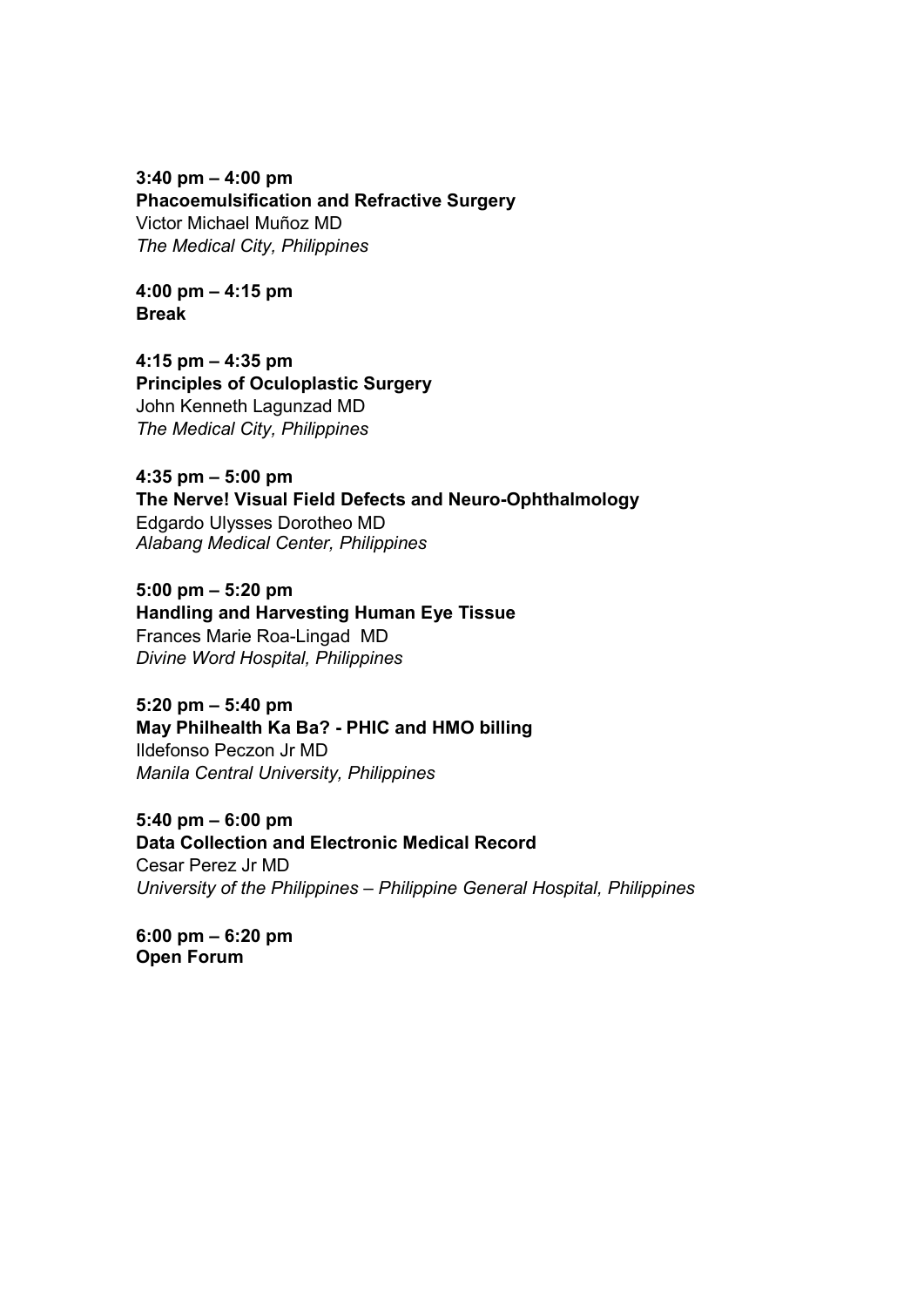**3:40 pm – 4:00 pm**
**Phacoemulsification and Refractive Surgery**
Victor Michael Muñoz MD
*The Medical City, Philippines*

**4:00 pm – 4:15 pm**
**Break**

**4:15 pm – 4:35 pm**
**Principles of Oculoplastic Surgery**
John Kenneth Lagunzad MD
*The Medical City, Philippines*

**4:35 pm – 5:00 pm**
**The Nerve! Visual Field Defects and Neuro-Ophthalmology**
Edgardo Ulysses Dorotheo MD
*Alabang Medical Center, Philippines*

**5:00 pm – 5:20 pm**
**Handling and Harvesting Human Eye Tissue**
Frances Marie Roa-Lingad MD
*Divine Word Hospital, Philippines*

**5:20 pm – 5:40 pm**
**May Philhealth Ka Ba? - PHIC and HMO billing**
Ildefonso Peczon Jr MD
*Manila Central University, Philippines*

**5:40 pm – 6:00 pm**
**Data Collection and Electronic Medical Record**
Cesar Perez Jr MD
*University of the Philippines – Philippine General Hospital, Philippines*

**6:00 pm – 6:20 pm**
**Open Forum**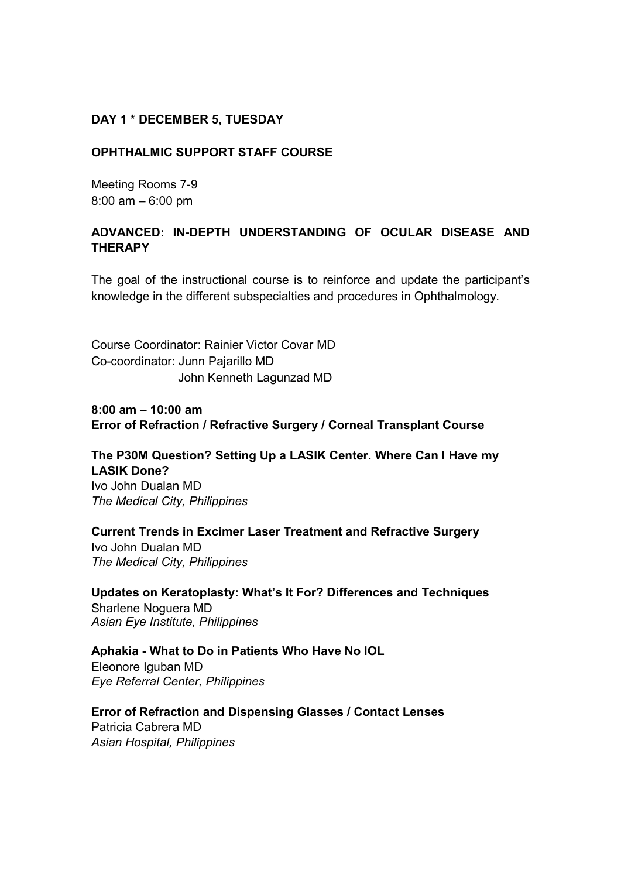## DAY 1 * DECEMBER 5, TUESDAY

## OPHTHALMIC SUPPORT STAFF COURSE

Meeting Rooms 7-9
8:00 am – 6:00 pm

### ADVANCED: IN-DEPTH UNDERSTANDING OF OCULAR DISEASE AND THERAPY

The goal of the instructional course is to reinforce and update the participant's knowledge in the different subspecialties and procedures in Ophthalmology.

Course Coordinator: Rainier Victor Covar MD
Co-coordinator: Junn Pajarillo MD
John Kenneth Lagunzad MD

**8:00 am – 10:00 am**
**Error of Refraction / Refractive Surgery / Corneal Transplant Course**

**The P30M Question? Setting Up a LASIK Center. Where Can I Have my LASIK Done?**
Ivo John Dualan MD
*The Medical City, Philippines*

**Current Trends in Excimer Laser Treatment and Refractive Surgery**
Ivo John Dualan MD
*The Medical City, Philippines*

**Updates on Keratoplasty: What's It For? Differences and Techniques**
Sharlene Noguera MD
*Asian Eye Institute, Philippines*

**Aphakia - What to Do in Patients Who Have No IOL**
Eleonore Iguban MD
*Eye Referral Center, Philippines*

**Error of Refraction and Dispensing Glasses / Contact Lenses**
Patricia Cabrera MD
*Asian Hospital, Philippines*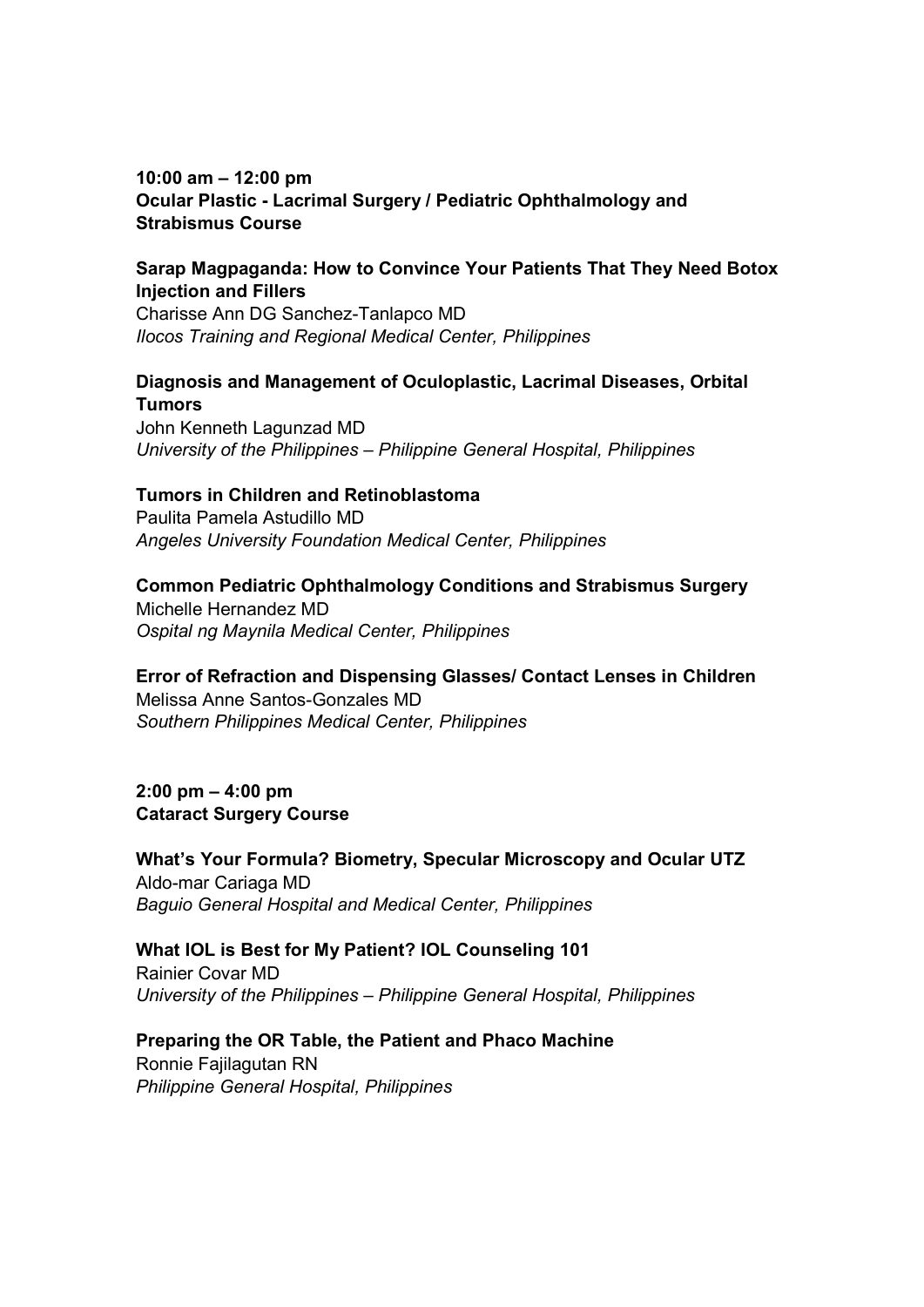**10:00 am – 12:00 pm**
**Ocular Plastic - Lacrimal Surgery / Pediatric Ophthalmology and Strabismus Course**

**Sarap Magpaganda: How to Convince Your Patients That They Need Botox Injection and Fillers**
Charisse Ann DG Sanchez-Tanlapco MD
*Ilocos Training and Regional Medical Center, Philippines*

**Diagnosis and Management of Oculoplastic, Lacrimal Diseases, Orbital Tumors**
John Kenneth Lagunzad MD
*University of the Philippines – Philippine General Hospital, Philippines*

**Tumors in Children and Retinoblastoma**
Paulita Pamela Astudillo MD
*Angeles University Foundation Medical Center, Philippines*

**Common Pediatric Ophthalmology Conditions and Strabismus Surgery**
Michelle Hernandez MD
*Ospital ng Maynila Medical Center, Philippines*

**Error of Refraction and Dispensing Glasses/ Contact Lenses in Children**
Melissa Anne Santos-Gonzales MD
*Southern Philippines Medical Center, Philippines*

**2:00 pm – 4:00 pm**
**Cataract Surgery Course**

**What's Your Formula? Biometry, Specular Microscopy and Ocular UTZ**
Aldo-mar Cariaga MD
*Baguio General Hospital and Medical Center, Philippines*

**What IOL is Best for My Patient? IOL Counseling 101**
Rainier Covar MD
*University of the Philippines – Philippine General Hospital, Philippines*

**Preparing the OR Table, the Patient and Phaco Machine**
Ronnie Fajilagutan RN
*Philippine General Hospital, Philippines*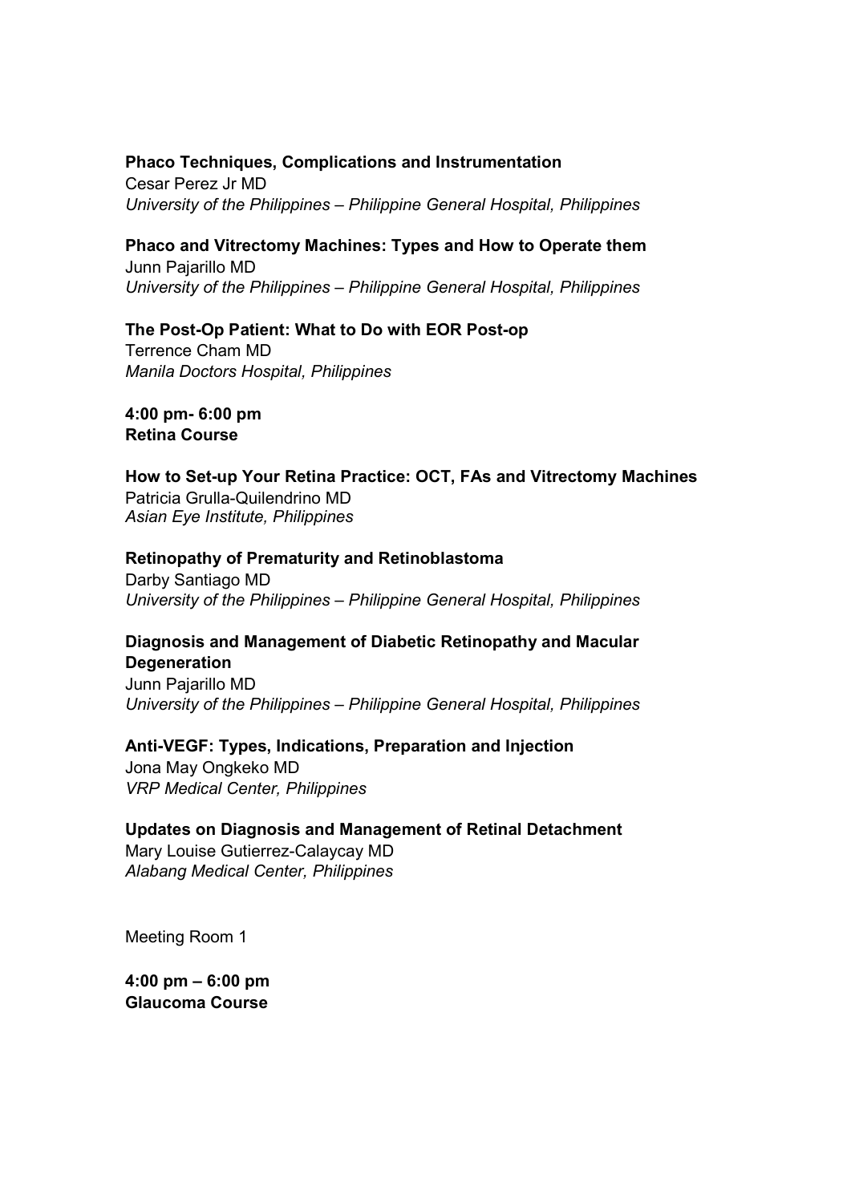**Phaco Techniques, Complications and Instrumentation**
Cesar Perez Jr MD
*University of the Philippines – Philippine General Hospital, Philippines*

**Phaco and Vitrectomy Machines: Types and How to Operate them**
Junn Pajarillo MD
*University of the Philippines – Philippine General Hospital, Philippines*

**The Post-Op Patient: What to Do with EOR Post-op**
Terrence Cham MD
*Manila Doctors Hospital, Philippines*

**4:00 pm- 6:00 pm**
**Retina Course**

**How to Set-up Your Retina Practice: OCT, FAs and Vitrectomy Machines**
Patricia Grulla-Quilendrino MD
*Asian Eye Institute, Philippines*

**Retinopathy of Prematurity and Retinoblastoma**
Darby Santiago MD
*University of the Philippines – Philippine General Hospital, Philippines*

**Diagnosis and Management of Diabetic Retinopathy and Macular Degeneration**
Junn Pajarillo MD
*University of the Philippines – Philippine General Hospital, Philippines*

**Anti-VEGF: Types, Indications, Preparation and Injection**
Jona May Ongkeko MD
*VRP Medical Center, Philippines*

**Updates on Diagnosis and Management of Retinal Detachment**
Mary Louise Gutierrez-Calaycay MD
*Alabang Medical Center, Philippines*

Meeting Room 1

**4:00 pm – 6:00 pm**
**Glaucoma Course**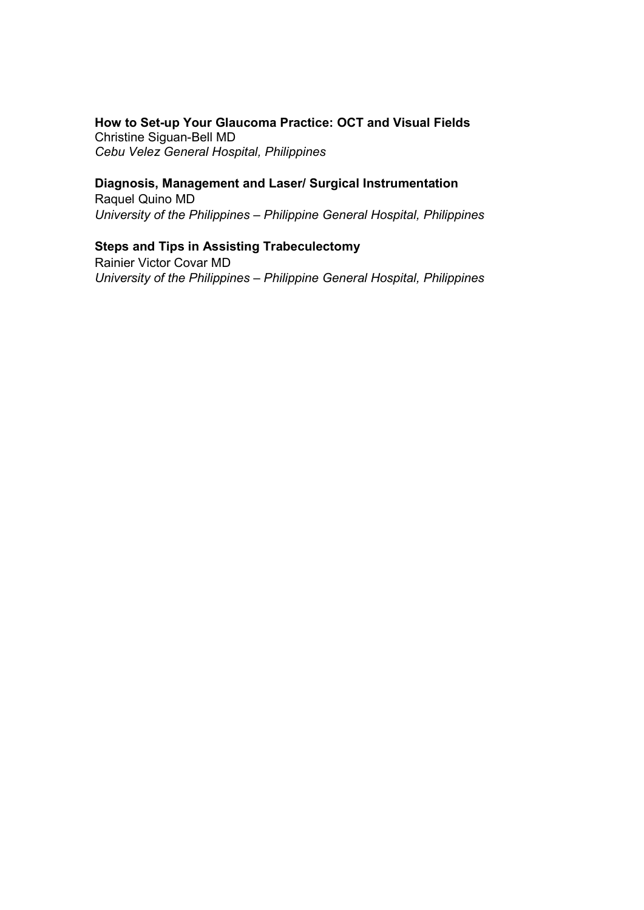**How to Set-up Your Glaucoma Practice: OCT and Visual Fields**
Christine Siguan-Bell MD
*Cebu Velez General Hospital, Philippines*

**Diagnosis, Management and Laser/ Surgical Instrumentation**
Raquel Quino MD
*University of the Philippines – Philippine General Hospital, Philippines*

**Steps and Tips in Assisting Trabeculectomy**
Rainier Victor Covar MD
*University of the Philippines – Philippine General Hospital, Philippines*